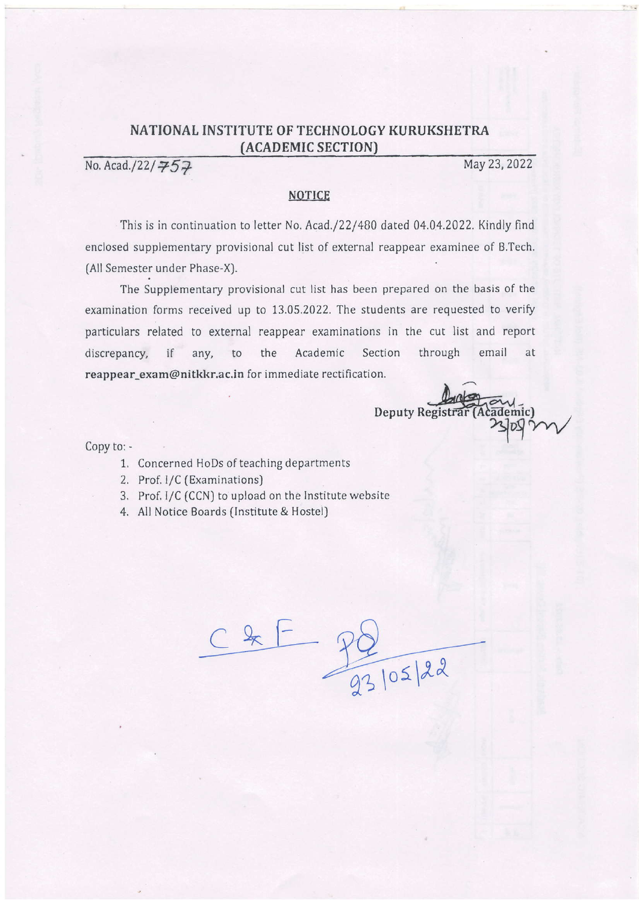# NATIONAL INSTITUTE OF TECHNOLOGY KURUKSHETRA
## (ACADEMIC SECTION)

No. Acad./22/757 May 23, 2022

### NOTICE

This is in continuation to letter No. Acad./22/480 dated 04.04.2022. Kindly find enclosed supplementary provisional cut list of external reappear examinee of B.Tech. (All Semester under Phase-X).

The Supplementary provisional cut list has been prepared on the basis of the examination forms received up to 13.05.2022. The students are requested to verify particulars related to external reappear examinations in the cut list and report discrepancy, if any, to the Academic Section through email at **reappear_exam@nitkkr.ac.in** for immediate rectification.

**Deputy Registrar (Academic)**
23/05

Copy to: -

1. Concerned HoDs of teaching departments
2. Prof. I/C (Examinations)
3. Prof. I/C (CCN) to upload on the Institute website
4. All Notice Boards (Institute & Hostel)

C & F
23/05/22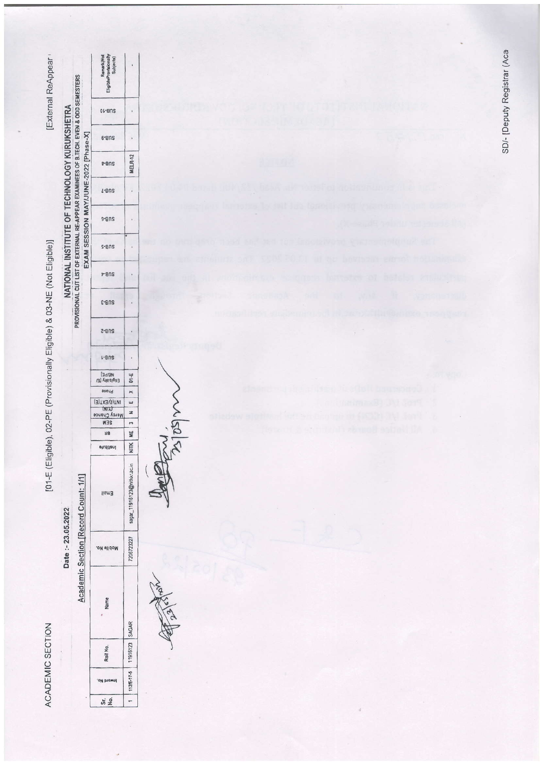ACADEMIC SECTION

[01-E (Eligible), 02-PE (Provisionally Eligible) & 03-NE (Not Eligible)]

[External ReAppear]

Date :- 23.05.2022

Academic Section [Record Count: 1/1]

# NATIONAL INSTITUTE OF TECHNOLOGY KURUKSHETRA

## PROVISIONAL CUT LIST OF EXTERNAL RE-APPEAR EXAMINEES OF B.TECH. EVEN & ODD SEMESTERS

### EXAM SESSION MAY/JUNE-2022 [Phase-X]

| Sr. No. | Inward No. | Roll No. | Name | Mobile No. | Email | Institute | BR | SEM | Mercy Chance (Y/N) | INT/(N)/EXT(E) | Phase | Eligibility (E/NE/PE) | SUB-1 | SUB-2 | SUB-3 | SUB-4 | SUB-5 | SUB-6 | SUB-7 | SUB-8 | SUB-9 | SUB-10 | Remark(Not Eligible/Provisionally Subjects) |
|---|---|---|---|---|---|---|---|---|---|---|---|---|---|---|---|---|---|---|---|---|---|---|---|
| 1 | 112/E-17-5 | 11918123 | SAGAR | 7206723227 | sagar_11918123@nitkkr.ac.in | NITK | ME | 3 | N | E | X | 01-E | - | - | - | - | - | - | - | MELR-12 | - | - | - |

SD/- [Deputy Registrar (Aca